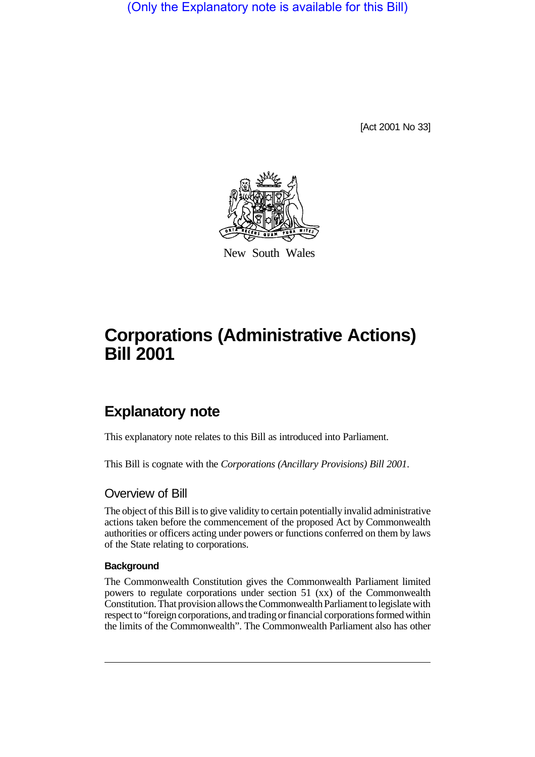(Only the Explanatory note is available for this Bill)

[Act 2001 No 33]

New South Wales

# Corporations (Administrative Actions) Bill 2001

## Explanatory note

This explanatory note relates to this Bill as introduced into Parliament.

This Bill is cognate with the *Corporations (Ancillary Provisions) Bill 2001*.

### Overview of Bill

The object of this Bill is to give validity to certain potentially invalid administrative actions taken before the commencement of the proposed Act by Commonwealth authorities or officers acting under powers or functions conferred on them by laws of the State relating to corporations.

#### Background

The Commonwealth Constitution gives the Commonwealth Parliament limited powers to regulate corporations under section 51 (xx) of the Commonwealth Constitution. That provision allows the Commonwealth Parliament to legislate with respect to "foreign corporations, and trading or financial corporations formed within the limits of the Commonwealth". The Commonwealth Parliament also has other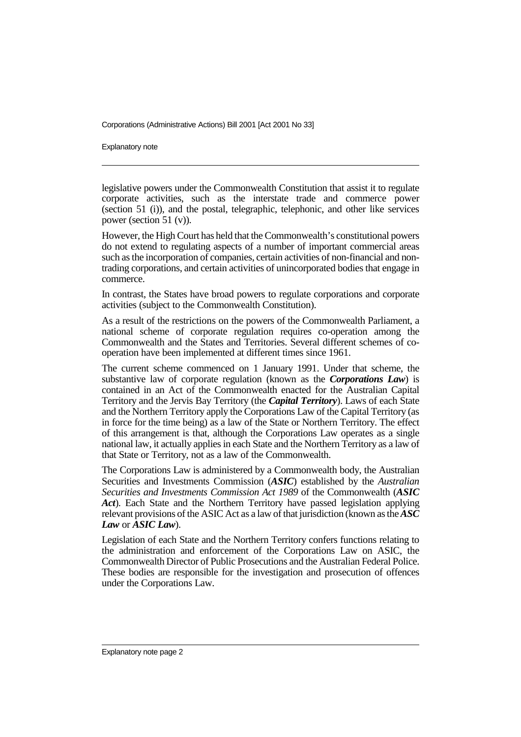legislative powers under the Commonwealth Constitution that assist it to regulate corporate activities, such as the interstate trade and commerce power (section 51 (i)), and the postal, telegraphic, telephonic, and other like services power (section 51 (v)).

However, the High Court has held that the Commonwealth's constitutional powers do not extend to regulating aspects of a number of important commercial areas such as the incorporation of companies, certain activities of non-financial and non-trading corporations, and certain activities of unincorporated bodies that engage in commerce.

In contrast, the States have broad powers to regulate corporations and corporate activities (subject to the Commonwealth Constitution).

As a result of the restrictions on the powers of the Commonwealth Parliament, a national scheme of corporate regulation requires co-operation among the Commonwealth and the States and Territories. Several different schemes of co-operation have been implemented at different times since 1961.

The current scheme commenced on 1 January 1991. Under that scheme, the substantive law of corporate regulation (known as the ***Corporations Law***) is contained in an Act of the Commonwealth enacted for the Australian Capital Territory and the Jervis Bay Territory (the ***Capital Territory***). Laws of each State and the Northern Territory apply the Corporations Law of the Capital Territory (as in force for the time being) as a law of the State or Northern Territory. The effect of this arrangement is that, although the Corporations Law operates as a single national law, it actually applies in each State and the Northern Territory as a law of that State or Territory, not as a law of the Commonwealth.

The Corporations Law is administered by a Commonwealth body, the Australian Securities and Investments Commission (***ASIC***) established by the *Australian Securities and Investments Commission Act 1989* of the Commonwealth (***ASIC Act***). Each State and the Northern Territory have passed legislation applying relevant provisions of the ASIC Act as a law of that jurisdiction (known as the ***ASC Law*** or ***ASIC Law***).

Legislation of each State and the Northern Territory confers functions relating to the administration and enforcement of the Corporations Law on ASIC, the Commonwealth Director of Public Prosecutions and the Australian Federal Police. These bodies are responsible for the investigation and prosecution of offences under the Corporations Law.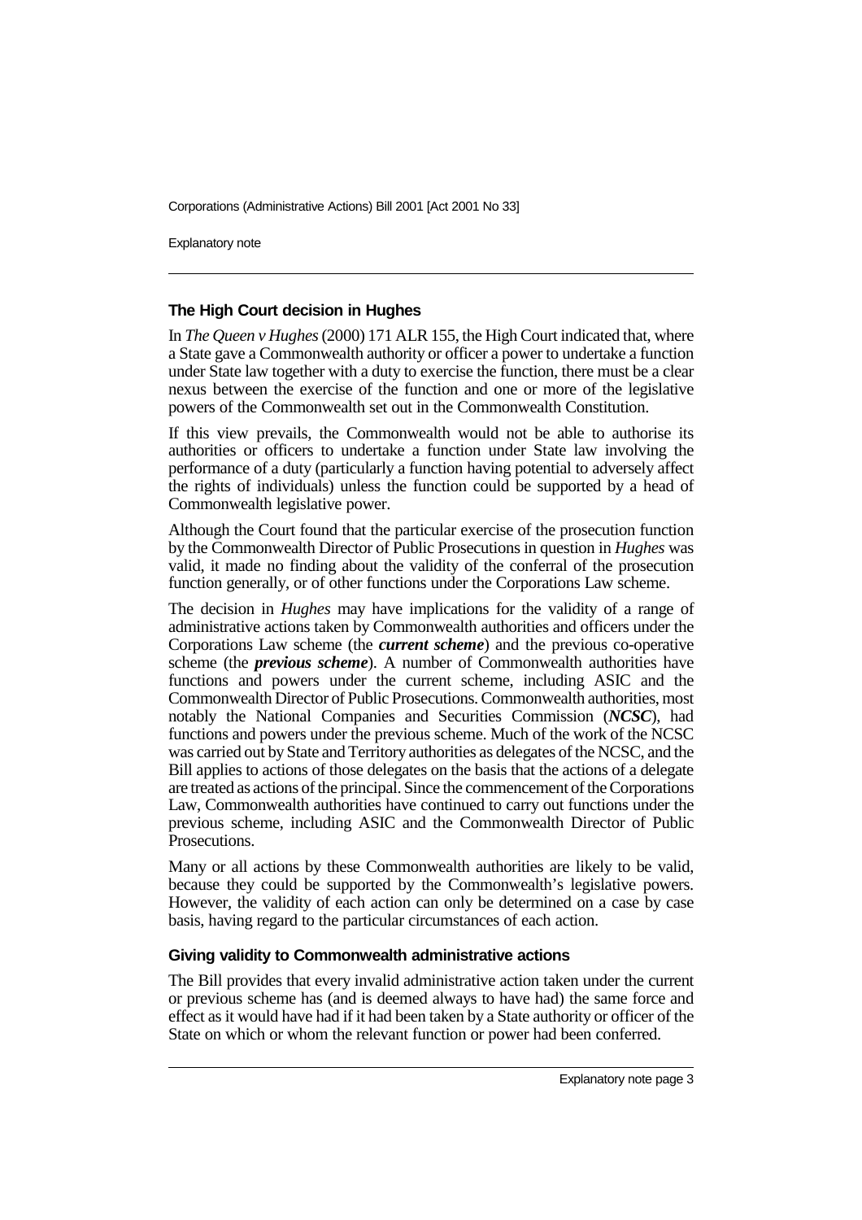### The High Court decision in Hughes

In *The Queen v Hughes* (2000) 171 ALR 155, the High Court indicated that, where a State gave a Commonwealth authority or officer a power to undertake a function under State law together with a duty to exercise the function, there must be a clear nexus between the exercise of the function and one or more of the legislative powers of the Commonwealth set out in the Commonwealth Constitution.

If this view prevails, the Commonwealth would not be able to authorise its authorities or officers to undertake a function under State law involving the performance of a duty (particularly a function having potential to adversely affect the rights of individuals) unless the function could be supported by a head of Commonwealth legislative power.

Although the Court found that the particular exercise of the prosecution function by the Commonwealth Director of Public Prosecutions in question in *Hughes* was valid, it made no finding about the validity of the conferral of the prosecution function generally, or of other functions under the Corporations Law scheme.

The decision in *Hughes* may have implications for the validity of a range of administrative actions taken by Commonwealth authorities and officers under the Corporations Law scheme (the ***current scheme***) and the previous co-operative scheme (the ***previous scheme***). A number of Commonwealth authorities have functions and powers under the current scheme, including ASIC and the Commonwealth Director of Public Prosecutions. Commonwealth authorities, most notably the National Companies and Securities Commission (***NCSC***), had functions and powers under the previous scheme. Much of the work of the NCSC was carried out by State and Territory authorities as delegates of the NCSC, and the Bill applies to actions of those delegates on the basis that the actions of a delegate are treated as actions of the principal. Since the commencement of the Corporations Law, Commonwealth authorities have continued to carry out functions under the previous scheme, including ASIC and the Commonwealth Director of Public Prosecutions.

Many or all actions by these Commonwealth authorities are likely to be valid, because they could be supported by the Commonwealth's legislative powers. However, the validity of each action can only be determined on a case by case basis, having regard to the particular circumstances of each action.

### Giving validity to Commonwealth administrative actions

The Bill provides that every invalid administrative action taken under the current or previous scheme has (and is deemed always to have had) the same force and effect as it would have had if it had been taken by a State authority or officer of the State on which or whom the relevant function or power had been conferred.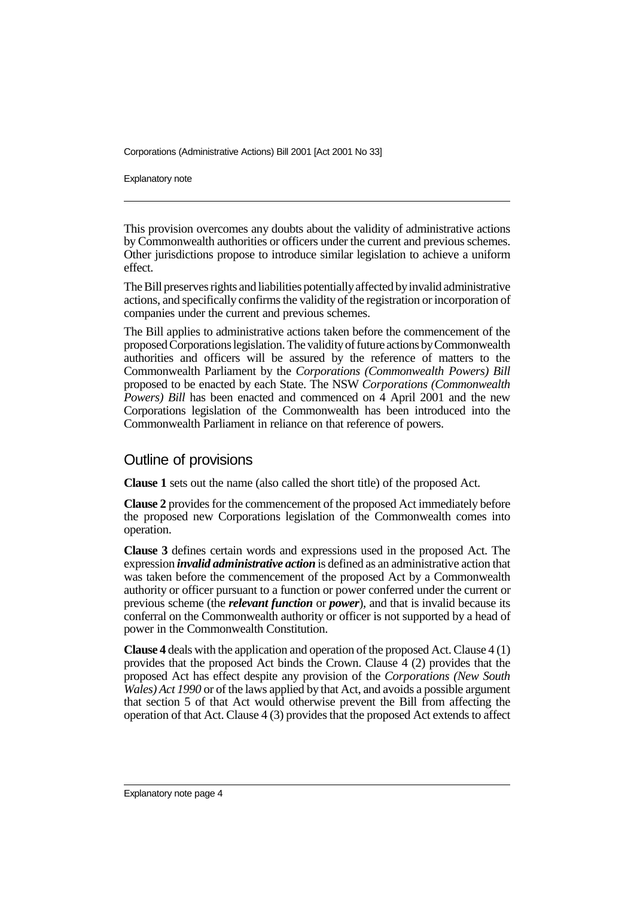This provision overcomes any doubts about the validity of administrative actions by Commonwealth authorities or officers under the current and previous schemes. Other jurisdictions propose to introduce similar legislation to achieve a uniform effect.

The Bill preserves rights and liabilities potentially affected by invalid administrative actions, and specifically confirms the validity of the registration or incorporation of companies under the current and previous schemes.

The Bill applies to administrative actions taken before the commencement of the proposed Corporations legislation. The validity of future actions by Commonwealth authorities and officers will be assured by the reference of matters to the Commonwealth Parliament by the *Corporations (Commonwealth Powers) Bill* proposed to be enacted by each State. The NSW *Corporations (Commonwealth Powers) Bill* has been enacted and commenced on 4 April 2001 and the new Corporations legislation of the Commonwealth has been introduced into the Commonwealth Parliament in reliance on that reference of powers.

## Outline of provisions

**Clause 1** sets out the name (also called the short title) of the proposed Act.

**Clause 2** provides for the commencement of the proposed Act immediately before the proposed new Corporations legislation of the Commonwealth comes into operation.

**Clause 3** defines certain words and expressions used in the proposed Act. The expression ***invalid administrative action*** is defined as an administrative action that was taken before the commencement of the proposed Act by a Commonwealth authority or officer pursuant to a function or power conferred under the current or previous scheme (the ***relevant function*** or ***power***), and that is invalid because its conferral on the Commonwealth authority or officer is not supported by a head of power in the Commonwealth Constitution.

**Clause 4** deals with the application and operation of the proposed Act. Clause 4 (1) provides that the proposed Act binds the Crown. Clause 4 (2) provides that the proposed Act has effect despite any provision of the *Corporations (New South Wales) Act 1990* or of the laws applied by that Act, and avoids a possible argument that section 5 of that Act would otherwise prevent the Bill from affecting the operation of that Act. Clause 4 (3) provides that the proposed Act extends to affect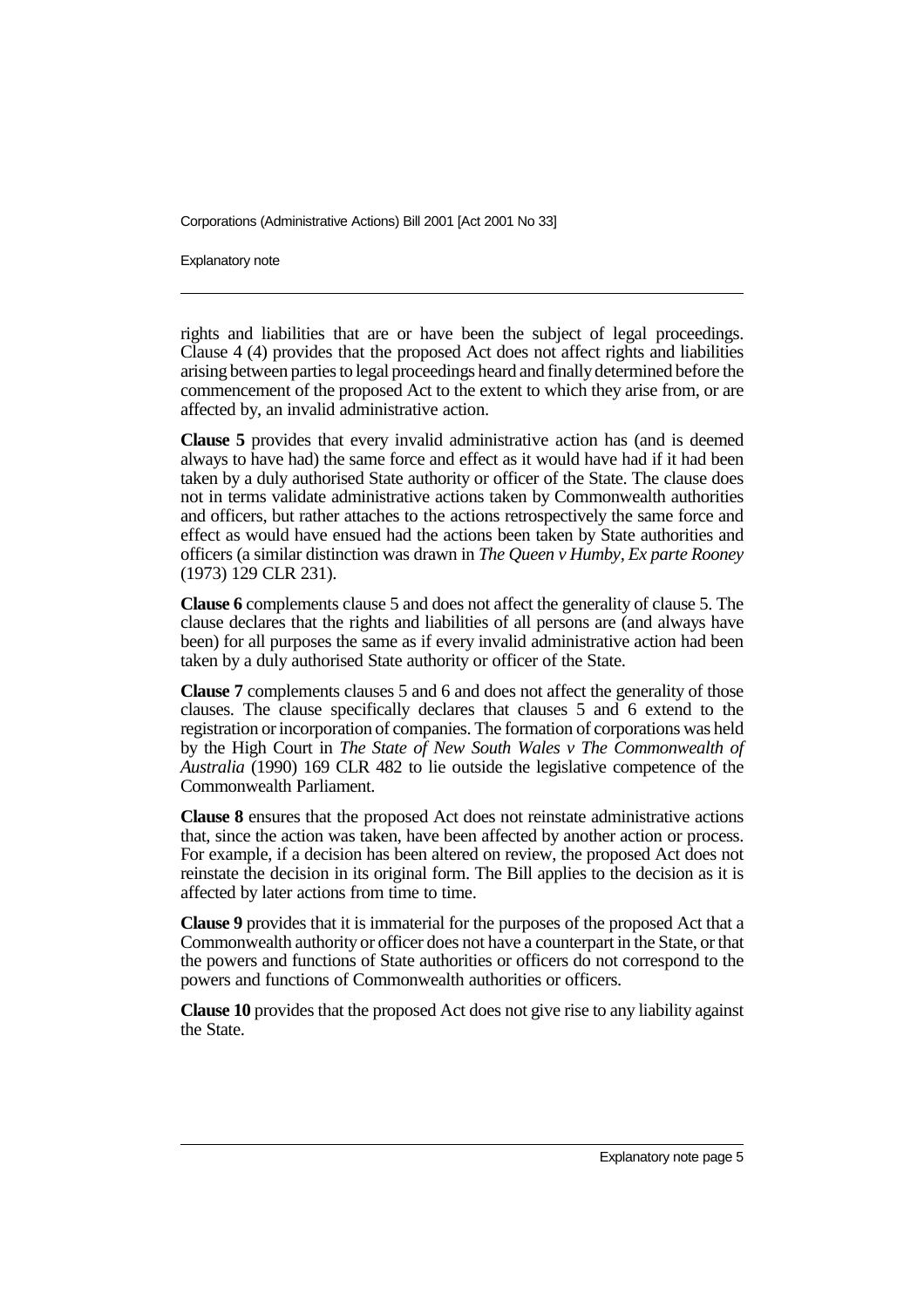rights and liabilities that are or have been the subject of legal proceedings. Clause 4 (4) provides that the proposed Act does not affect rights and liabilities arising between parties to legal proceedings heard and finally determined before the commencement of the proposed Act to the extent to which they arise from, or are affected by, an invalid administrative action.

**Clause 5** provides that every invalid administrative action has (and is deemed always to have had) the same force and effect as it would have had if it had been taken by a duly authorised State authority or officer of the State. The clause does not in terms validate administrative actions taken by Commonwealth authorities and officers, but rather attaches to the actions retrospectively the same force and effect as would have ensued had the actions been taken by State authorities and officers (a similar distinction was drawn in *The Queen v Humby, Ex parte Rooney* (1973) 129 CLR 231).

**Clause 6** complements clause 5 and does not affect the generality of clause 5. The clause declares that the rights and liabilities of all persons are (and always have been) for all purposes the same as if every invalid administrative action had been taken by a duly authorised State authority or officer of the State.

**Clause 7** complements clauses 5 and 6 and does not affect the generality of those clauses. The clause specifically declares that clauses 5 and 6 extend to the registration or incorporation of companies. The formation of corporations was held by the High Court in *The State of New South Wales v The Commonwealth of Australia* (1990) 169 CLR 482 to lie outside the legislative competence of the Commonwealth Parliament.

**Clause 8** ensures that the proposed Act does not reinstate administrative actions that, since the action was taken, have been affected by another action or process. For example, if a decision has been altered on review, the proposed Act does not reinstate the decision in its original form. The Bill applies to the decision as it is affected by later actions from time to time.

**Clause 9** provides that it is immaterial for the purposes of the proposed Act that a Commonwealth authority or officer does not have a counterpart in the State, or that the powers and functions of State authorities or officers do not correspond to the powers and functions of Commonwealth authorities or officers.

**Clause 10** provides that the proposed Act does not give rise to any liability against the State.